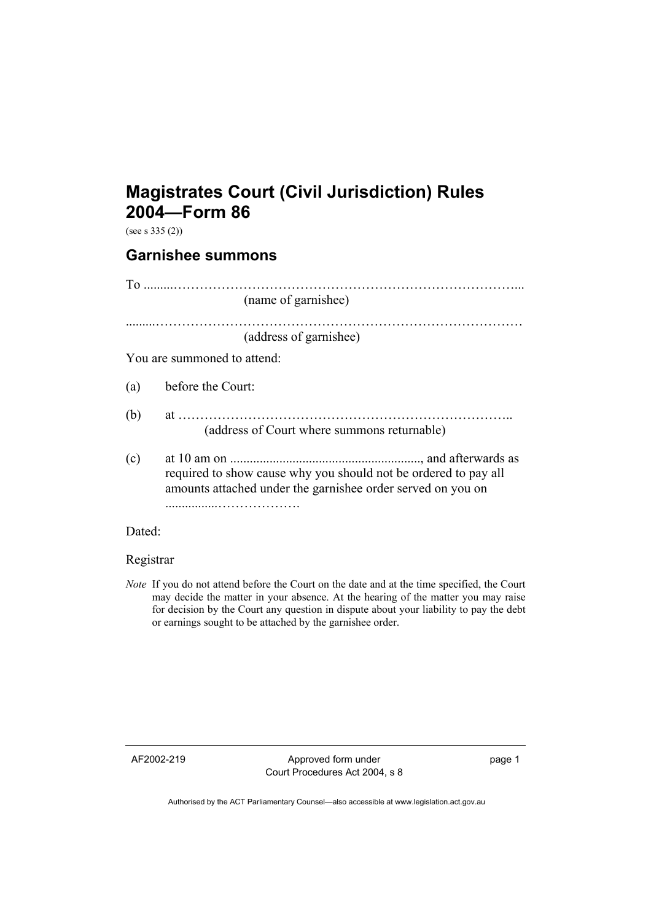# Magistrates Court (Civil Jurisdiction) Rules 2004—Form 86

(see s 335 (2))

## Garnishee summons

To .........…………………………………………………………………...
(name of garnishee)

.........……………………………………………………………………………
(address of garnishee)

You are summoned to attend:

(a) before the Court:

(b) at …………………………………………………………………..
(address of Court where summons returnable)

(c) at 10 am on .........................................................., and afterwards as required to show cause why you should not be ordered to pay all amounts attached under the garnishee order served on you on ................……………….

Dated:

Registrar

*Note* If you do not attend before the Court on the date and at the time specified, the Court may decide the matter in your absence. At the hearing of the matter you may raise for decision by the Court any question in dispute about your liability to pay the debt or earnings sought to be attached by the garnishee order.

AF2002-219 Approved form under Court Procedures Act 2004, s 8

Authorised by the ACT Parliamentary Counsel—also accessible at www.legislation.act.gov.au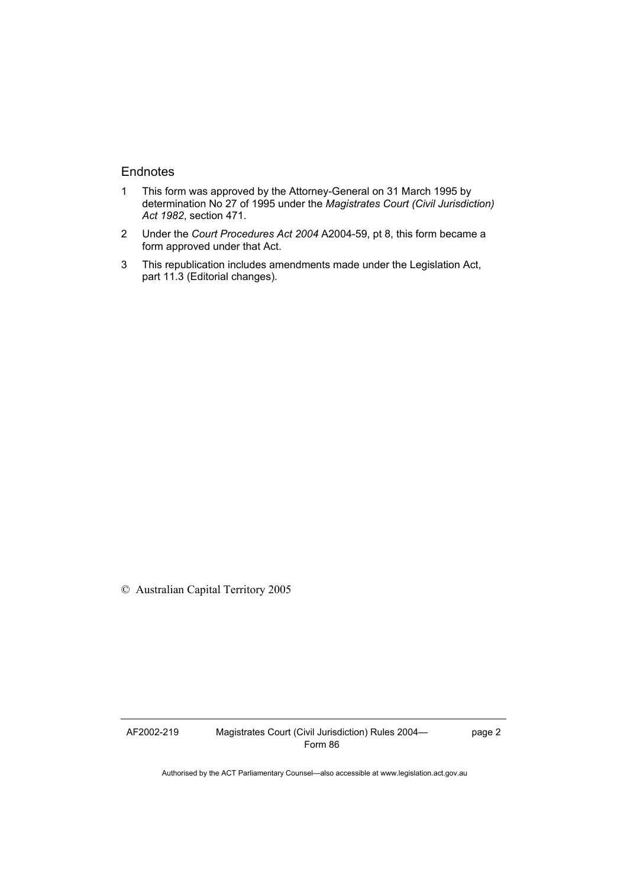## Endnotes

1 This form was approved by the Attorney-General on 31 March 1995 by determination No 27 of 1995 under the *Magistrates Court (Civil Jurisdiction) Act 1982*, section 471.

2 Under the *Court Procedures Act 2004* A2004-59, pt 8, this form became a form approved under that Act.

3 This republication includes amendments made under the Legislation Act, part 11.3 (Editorial changes).

© Australian Capital Territory 2005